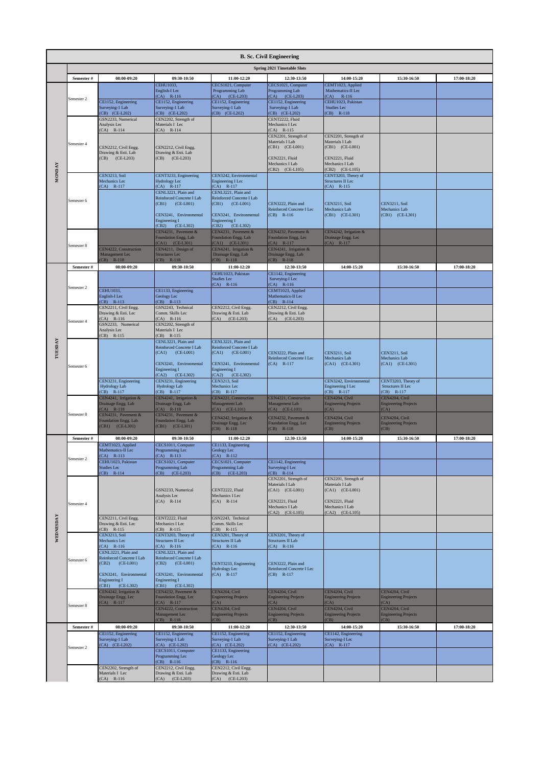# B. Sc. Civil Engineering

## Spring 2021 Timetable Slots

| Day | Semester # | 08:00-09:20 | 09:30-10:50 | 11:00-12:20 | 12:30-13:50 | 14:00-15:20 | 15:30-16:50 | 17:00-18:20 |
|---|---|---|---|---|---|---|---|---|
| MONDAY | Semester 2 | | CEHU1033, English-I Lec (CA) R-116 | CECS1021, Computer Programming Lab (CA) (CE-L203) | CECS1021, Computer Programming Lab (CA) (CE-L203) | CEMT1023, Applied Mathematics-II Lec (CA) R-116 | | |
| | | CE1152, Engineering Surveying-1 Lab (CB) (CE-L202) | CE1152, Engineering Surveying-1 Lab (CB) (CE-L202) | CE1152, Engineering Surveying-1 Lab (CB) (CE-L202) | CE1152, Engineering Surveying-1 Lab (CB) (CE-L202) | CEHU1023, Pakistan Studies Lec (CB) R-118 | | |
| | Semester 4 | GSN2233, Numerical Analysis Lec (CA) R-114 | CEN2202, Strength of Materials I Lec (CA) R-114 | | CENT2222, Fluid Mechanics I Lec (CA) R-115 | | | |
| | | CEN2212, Civil Engg. Drawing & Esti. Lab (CB) (CE-L203) | CEN2212, Civil Engg. Drawing & Esti. Lab (CB) (CE-L203) | | CEN2201, Strength of Materials I Lab (CB1) (CE-L001) CEN2221, Fluid Mechanics I Lab (CB2) (CE-L105) | CEN2201, Strength of Materials I Lab (CB1) (CE-L001) CEN2221, Fluid Mechanics I Lab (CB2) (CE-L105) | | |
| | Semester 6 | CEN3213, Soil Mechanics Lec (CA) R-117 | CENT3233, Engineering Hydrology Lec (CA) R-117 | CEN3242, Environmental Engineering I Lec (CA) R-117 | | CENT3203, Theory of Structures II Lec (CA) R-115 | | |
| | | | CENL3221, Plain and Reinforced Concrete I Lab (CB1) (CE-L001) CEN3241, Environmental Engineering I (CB2) (CE-L302) | CENL3221, Plain and Reinforced Concrete I Lab (CB1) (CE-L001) CEN3241, Environmental Engineering I (CB2) (CE-L302) | CEN3222, Plain and Reinforced Concrete I Lec (CB) R-116 | CEN3211, Soil Mechanics Lab (CB1) (CE-L301) | CEN3211, Soil Mechanics Lab (CB1) (CE-L301) | |
| | Semester 8 | | CEN4231, Pavement & Foundation Engg. Lab (CA1) (CE-L301) | CEN4231, Pavement & Foundation Engg. Lab (CA1) (CE-L301) | CEN4232, Pavement & Foundation Engg. Lec (CA) R-117 | CEN4242, Irrigation & Drainage Engg. Lec (CA) R-117 | | |
| | | CEN4222, Construction Management Lec (CB) R-118 | CEN4211, Design of Structures Lec (CB) R-118 | CEN4241, Irrigation & Drainage Engg. Lab (CB) R-118 | CEN4241, Irrigation & Drainage Engg. Lab (CB) R-118 | | | |
| TUESDAY | Semester 2 | | | CEHU1023, Pakistan Studies Lec (CA) R-116 | CE1142, Engineering Surveying-I Lec (CA) R-116 | | | |
| | | CEHU1033, English-I Lec (CB) R-113 | CE1133, Engineering Geology Lec (CB) R-113 | | CEMT1023, Applied Mathematics-II Lec (CB) R-114 | | | |
| | Semester 4 | CEN2211, Civil Engg. Drawing & Esti. Lec (CA) R-116 | GSN2243, Technical Comm. Skills Lec (CA) R-116 | CEN2212, Civil Engg. Drawing & Esti. Lab (CA) (CE-L203) | CEN2212, Civil Engg. Drawing & Esti. Lab (CA) (CE-L203) | | | |
| | | GSN2233, Numerical Analysis Lec (CB) R-115 | CEN2202, Strength of Materials I Lec (CB) R-115 | | | | | |
| | Semester 6 | | CENL3221, Plain and Reinforced Concrete I Lab (CA1) (CE-L001) CEN3241, Environmental Engineering I (CA2) (CE-L302) | CENL3221, Plain and Reinforced Concrete I Lab (CA1) (CE-L001) CEN3241, Environmental Engineering I (CA2) (CE-L302) | CEN3222, Plain and Reinforced Concrete I Lec (CA) R-117 | CEN3211, Soil Mechanics Lab (CA1) (CE-L301) | CEN3211, Soil Mechanics Lab (CA1) (CE-L301) | |
| | | CEN3231, Engineering Hydrology Lab (CB) R-117 | CEN3231, Engineering Hydrology Lab (CB) R-117 | CEN3213, Soil Mechanics Lec (CB) R-117 | | CEN3242, Environmental Engineering I Lec (CB) R-117 | CENT3203, Theory of Structures II Lec (CB) R-117 | |
| | Semester 8 | CEN4241, Irrigation & Drainage Engg. Lab (CA) R-118 | CEN4241, Irrigation & Drainage Engg. Lab (CA) R-118 | CEN4221, Construction Management Lab (CA) (CE-L101) | CEN4221, Construction Management Lab (CA) (CE-L101) | CEN4204, Civil Engineering Projects (CA) | CEN4204, Civil Engineering Projects (CA) | |
| | | CEN4231, Pavement & Foundation Engg. Lab (CB1) (CE-L301) | CEN4231, Pavement & Foundation Engg. Lab (CB1) (CE-L301) | CEN4242, Irrigation & Drainage Engg. Lec (CB) R-118 | CEN4232, Pavement & Foundation Engg. Lec (CB) R-118 | CEN4204, Civil Engineering Projects (CB) | CEN4204, Civil Engineering Projects (CB) | |
| WEDNESDAY | Semester 2 | CEMT1023, Applied Mathematics-II Lec (CA) R-113 | CECS1011, Computer Programming Lec (CA) R-113 | CE1133, Engineering Geology Lec (CA) R-112 | | | | |
| | | CEHU1023, Pakistan Studies Lec (CB) R-114 | CECS1021, Computer Programming Lab (CB) (CE-L203) | CECS1021, Computer Programming Lab (CB) (CE-L203) | CE1142, Engineering Surveying-I Lec (CB) R-114 | | | |
| | Semester 4 | | GSN2233, Numerical Analysis Lec (CA) R-114 | CENT2222, Fluid Mechanics I Lec (CA) R-114 | CEN2201, Strength of Materials I Lab (CA1) (CE-L001) CEN2221, Fluid Mechanics I Lab (CA2) (CE-L105) | CEN2201, Strength of Materials I Lab (CA1) (CE-L001) CEN2221, Fluid Mechanics I Lab (CA2) (CE-L105) | | |
| | | CEN2211, Civil Engg. Drawing & Esti. Lec (CB) R-115 | CENT2222, Fluid Mechanics I Lec (CB) R-115 | GSN2243, Technical Comm. Skills Lec (CB) R-115 | | | | |
| | Semester 6 | CEN3213, Soil Mechanics Lec (CA) R-116 | CENT3203, Theory of Structures II Lec (CA) R-116 | CEN3201, Theory of Structures II Lab (CA) R-116 | CEN3201, Theory of Structures II Lab (CA) R-116 | | | |
| | | CENL3221, Plain and Reinforced Concrete I Lab (CB2) (CE-L001) CEN3241, Environmental Engineering I (CB1) (CE-L302) | CENL3221, Plain and Reinforced Concrete I Lab (CB2) (CE-L001) CEN3241, Environmental Engineering I (CB1) (CE-L302) | CENT3233, Engineering Hydrology Lec (CA) R-117 | CEN3222, Plain and Reinforced Concrete I Lec (CB) R-117 | | | |
| | Semester 8 | CEN4242, Irrigation & Drainage Engg. Lec (CA) R-117 | CEN4232, Pavement & Foundation Engg. Lec (CA) R-117 | CEN4204, Civil Engineering Projects (CA) | CEN4204, Civil Engineering Projects (CA) | CEN4204, Civil Engineering Projects (CA) | CEN4204, Civil Engineering Projects (CA) | |
| | | | CEN4222, Construction Management Lec (CB) R-118 | CEN4204, Civil Engineering Projects (CB) | CEN4204, Civil Engineering Projects (CB) | CEN4204, Civil Engineering Projects (CB) | CEN4204, Civil Engineering Projects (CB) | |
| | Semester # | 08:00-09:20 | 09:30-10:50 | 11:00-12:20 | 12:30-13:50 | 14:00-15:20 | 15:30-16:50 | 17:00-18:20 |
| | Semester 2 | CE1152, Engineering Surveying-1 Lab (CA) (CE-L202) | CE1152, Engineering Surveying-1 Lab (CA) (CE-L202) | CE1152, Engineering Surveying-1 Lab (CA) (CE-L202) | CE1152, Engineering Surveying-1 Lab (CA) (CE-L202) | CE1142, Engineering Surveying-I Lec (CA) R-117 | | |
| | | | CECS1011, Computer Programming Lec (CB) R-116 | CE1133, Engineering Geology Lec (CB) R-116 | | | | |
| | | CEN2202, Strength of Materials I Lec (CA) R-116 | CEN2212, Civil Engg. Drawing & Esti. Lab (CA) (CE-L203) | CEN2212, Civil Engg. Drawing & Esti. Lab (CA) (CE-L203) | | | | |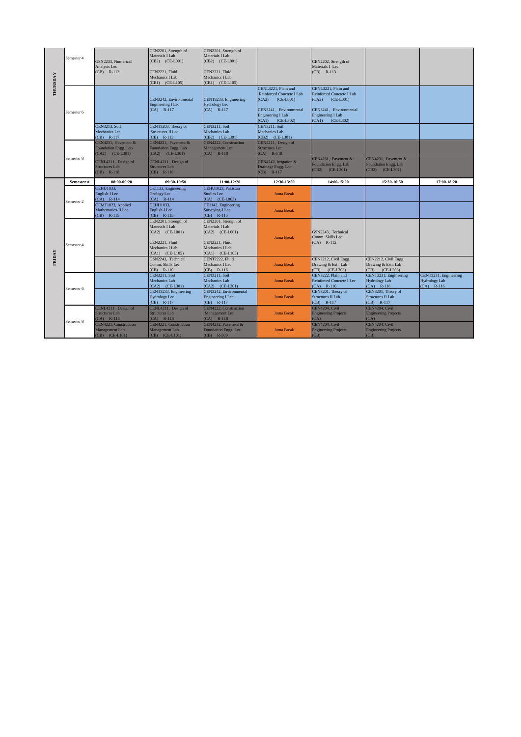| | | | | | | | | |
|---|---|---|---|---|---|---|---|---|
| **THURSDAY** | Semester 4 | GSN2233, Numerical Analysis Lec (CB) R-112 | CEN2201, Strength of Materials I Lab (CB2) (CE-L001) CEN2221, Fluid Mechanics I Lab (CB1) (CE-L105) | CEN2201, Strength of Materials I Lab (CB2) (CE-L001) CEN2221, Fluid Mechanics I Lab (CB1) (CE-L105) | | CEN2202, Strength of Materials I Lec (CB) R-113 | | |
| | Semester 6 | | CEN3242, Environmental Engineering I Lec (CA) R-117 | CENT3233, Engineering Hydrology Lec (CA) R-117 | CENL3221, Plain and Reinforced Concrete I Lab (CA2) (CE-L001) CEN3241, Environmental Engineering I Lab (CA1) (CE-L302) | CENL3221, Plain and Reinforced Concrete I Lab (CA2) (CE-L001) CEN3241, Environmental Engineering I Lab (CA1) (CE-L302) | | |
| | | CEN3213, Soil Mechanics Lec (CB) R-117 | CENT3203, Theory of Structures II Lec (CB) R-113 | CEN3211, Soil Mechanics Lab (CB2) (CE-L301) | CEN3211, Soil Mechanics Lab (CB2) (CE-L301) | | | |
| | Semester 8 | CEN4231, Pavement & Foundation Engg. Lab (CA2) (CE-L301) | CEN4231, Pavement & Foundation Engg. Lab (CA2) (CE-L301) | CEN4222, Construction Management Lec (CA) R-118 | CEN4211, Design of Structures Lec (CA) R-118 | | | |
| | | CENL4211, Design of Structures Lab (CB) R-118 | CENL4211, Design of Structures Lab (CB) R-118 | | CEN4242, Irrigation & Drainage Engg. Lec (CB) R-117 | CEN4231, Pavement & Foundation Engg. Lab (CB2) (CE-L301) | CEN4231, Pavement & Foundation Engg. Lab (CB2) (CE-L301) | |
| | **Semester #** | **08:00-09:20** | **09:30-10:50** | **11:00-12:20** | **12:30-13:50** | **14:00-15:20** | **15:30-16:50** | **17:00-18:20** |
| **FRIDAY** | Semester 2 | CEHU1033, English-I Lec (CA) R-114 | CE1133, Engineering Geology Lec (CA) R-114 | CEHU1023, Pakistan Studies Lec (CA) (CE-L003) | Juma Break | | | |
| | | CEMT1023, Applied Mathematics-II Lec (CB) R-115 | CEHU1033, English-I Lec (CB) R-115 | CE1142, Engineering Surveying-I Lec (CB) R-115 | Juma Break | | | |
| | Semester 4 | | CEN2201, Strength of Materials I Lab (CA2) (CE-L001) CEN2221, Fluid Mechanics I Lab (CA1) (CE-L105) | CEN2201, Strength of Materials I Lab (CA2) (CE-L001) CEN2221, Fluid Mechanics I Lab (CA1) (CE-L105) | Juma Break | GSN2243, Technical Comm. Skills Lec (CA) R-112 | | |
| | | | GSN2243, Technical Comm. Skills Lec (CB) R-110 | CENT2222, Fluid Mechanics I Lec (CB) R-116 | Juma Break | CEN2212, Civil Engg. Drawing & Esti. Lab (CB) (CE-L203) | CEN2212, Civil Engg. Drawing & Esti. Lab (CB) (CE-L203) | |
| | Semester 6 | | CEN3211, Soil Mechanics Lab (CA2) (CE-L301) | CEN3211, Soil Mechanics Lab (CA2) (CE-L301) | Juma Break | CEN3222, Plain and Reinforced Concrete I Lec (CA) R-116 | CENT3231, Engineering Hydrology Lab (CA) R-116 | CENT3231, Engineering Hydrology Lab (CA) R-116 |
| | | | CENT3233, Engineering Hydrology Lec (CB) R-117 | CEN3242, Environmental Engineering I Lec (CB) R-117 | Juma Break | CEN3201, Theory of Structures II Lab (CB) R-117 | CEN3201, Theory of Structures II Lab (CB) R-117 | |
| | Semester 8 | CENL4211, Design of Structures Lab (CA) R-118 | CENL4211, Design of Structures Lab (CA) R-118 | CEN4222, Construction Management Lec (CA) R-118 | Juma Break | CEN4204, Civil Engineering Projects (CA) | CEN4204, Civil Engineering Projects (CA) | |
| | | CEN4221, Construction Management Lab (CB) (CE-L101) | CEN4221, Construction Management Lab (CB) (CE-L101) | CEN4232, Pavement & Foundation Engg. Lec (CB) R-309 | Juma Break | CEN4204, Civil Engineering Projects (CB) | CEN4204, Civil Engineering Projects (CB) | |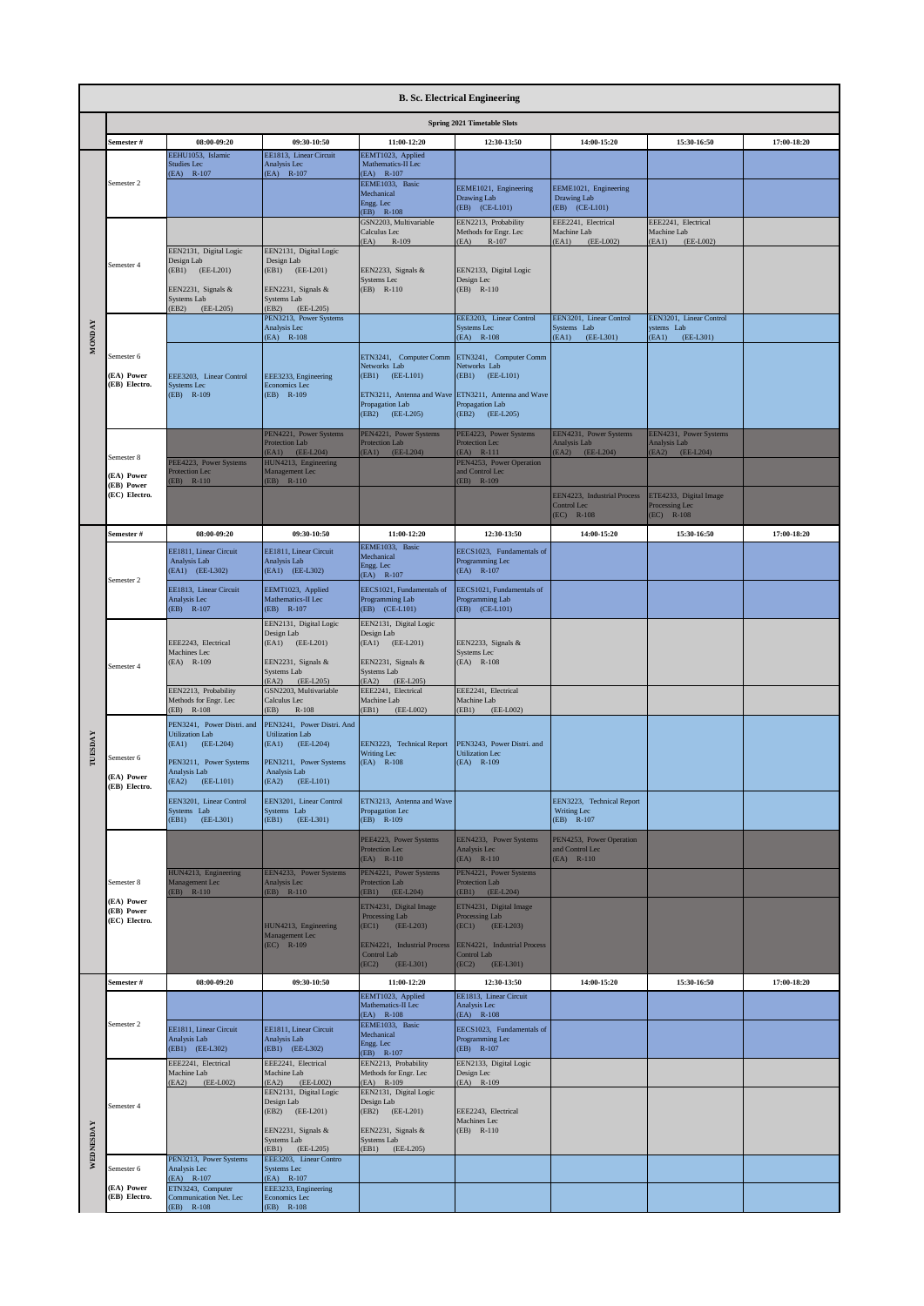# B. Sc. Electrical Engineering

## Spring 2021 Timetable Slots

| Day | Semester # | 08:00-09:20 | 09:30-10:50 | 11:00-12:20 | 12:30-13:50 | 14:00-15:20 | 15:30-16:50 | 17:00-18:20 |
|---|---|---|---|---|---|---|---|---|
| MONDAY | Semester 2 | EEHU1053, Islamic Studies Lec (EA) R-107 | EE1813, Linear Circuit Analysis Lec (EA) R-107 | EEMT1023, Applied Mathematics-II Lec (EA) R-107 | | | | |
| | | | | EEME1033, Basic Mechanical Engg. Lec (EB) R-108 | EEME1021, Engineering Drawing Lab (EB) (CE-L101) | EEME1021, Engineering Drawing Lab (EB) (CE-L101) | | |
| | Semester 4 | | | GSN2203, Multivariable Calculus Lec (EA) R-109 | EEN2213, Probability Methods for Engr. Lec (EA) R-107 | EEE2241, Electrical Machine Lab (EA1) (EE-L002) | EEE2241, Electrical Machine Lab (EA1) (EE-L002) | |
| | | EEN2131, Digital Logic Design Lab (EB1) (EE-L201) EEN2231, Signals & Systems Lab (EB2) (EE-L205) | EEN2131, Digital Logic Design Lab (EB1) (EE-L201) EEN2231, Signals & Systems Lab (EB2) (EE-L205) | EEN2233, Signals & Systems Lec (EB) R-110 | EEN2133, Digital Logic Design Lec (EB) R-110 | | | |
| | Semester 6 (EA) Power (EB) Electro. | | PEN3213, Power Systems Analysis Lec (EA) R-108 | | EEE3203, Linear Control Systems Lec (EA) R-108 | EEN3201, Linear Control Systems Lab (EA1) (EE-L301) | EEN3201, Linear Control ystems Lab (EA1) (EE-L301) | |
| | | EEE3203, Linear Control Systems Lec (EB) R-109 | EEE3233, Engineering Economics Lec (EB) R-109 | ETN3241, Computer Comm Networks Lab (EB1) (EE-L101) ETN3211, Antenna and Wave Propagation Lab (EB2) (EE-L205) | ETN3241, Computer Comm Networks Lab (EB1) (EE-L101) ETN3211, Antenna and Wave Propagation Lab (EB2) (EE-L205) | | | |
| | Semester 8 (EA) Power (EB) Power (EC) Electro. | | PEN4221, Power Systems Protection Lab (EA1) (EE-L204) | PEN4221, Power Systems Protection Lab (EA1) (EE-L204) | PEE4223, Power Systems Protection Lec (EA) R-111 | EEN4231, Power Systems Analysis Lab (EA2) (EE-L204) | EEN4231, Power Systems Analysis Lab (EA2) (EE-L204) | |
| | | PEE4223, Power Systems Protection Lec (EB) R-110 | HUN4213, Engineering Management Lec (EB) R-110 | | PEN4253, Power Operation and Control Lec (EB) R-109 | | | |
| | | | | | | EEN4223, Industrial Process Control Lec (EC) R-108 | ETE4233, Digital Image Processing Lec (EC) R-108 | |
| TUESDAY | Semester 2 | EE1811, Linear Circuit Analysis Lab (EA1) (EE-L302) | EE1811, Linear Circuit Analysis Lab (EA1) (EE-L302) | EEME1033, Basic Mechanical Engg. Lec (EA) R-107 | EECS1023, Fundamentals of Programming Lec (EA) R-107 | | | |
| | | EE1813, Linear Circuit Analysis Lec (EB) R-107 | EEMT1023, Applied Mathematics-II Lec (EB) R-107 | EECS1021, Fundamentals of Programming Lab (EB) (CE-L101) | EECS1021, Fundamentals of Programming Lab (EB) (CE-L101) | | | |
| | Semester 4 | EEE2243, Electrical Machines Lec (EA) R-109 | EEN2131, Digital Logic Design Lab (EA1) (EE-L201) EEN2231, Signals & Systems Lab (EA2) (EE-L205) | EEN2131, Digital Logic Design Lab (EA1) (EE-L201) EEN2231, Signals & Systems Lab (EA2) (EE-L205) | EEN2233, Signals & Systems Lec (EA) R-108 | | | |
| | | EEN2213, Probability Methods for Engr. Lec (EB) R-108 | GSN2203, Multivariable Calculus Lec (EB) R-108 | EEE2241, Electrical Machine Lab (EB1) (EE-L002) | EEE2241, Electrical Machine Lab (EB1) (EE-L002) | | | |
| | Semester 6 (EA) Power (EB) Electro. | PEN3241, Power Distri. and Utilization Lab (EA1) (EE-L204) PEN3211, Power Systems Analysis Lab (EA2) (EE-L101) | PEN3241, Power Distri. And Utilization Lab (EA1) (EE-L204) PEN3211, Power Systems Analysis Lab (EA2) (EE-L101) | EEN3223, Technical Report Writing Lec (EA) R-108 | PEN3243, Power Distri. and Utilization Lec (EA) R-109 | | | |
| | | EEN3201, Linear Control Systems Lab (EB1) (EE-L301) | EEN3201, Linear Control Systems Lab (EB1) (EE-L301) | ETN3213, Antenna and Wave Propagation Lec (EB) R-109 | | EEN3223, Technical Report Writing Lec (EB) R-107 | | |
| | Semester 8 (EA) Power (EB) Power (EC) Electro. | | | PEE4223, Power Systems Protection Lec (EA) R-110 | EEN4233, Power Systems Analysis Lec (EA) R-110 | PEN4253, Power Operation and Control Lec (EA) R-110 | | |
| | | HUN4213, Engineering Management Lec (EB) R-110 | EEN4233, Power Systems Analysis Lec (EB) R-110 | PEN4221, Power Systems Protection Lab (EB1) (EE-L204) | PEN4221, Power Systems Protection Lab (EB1) (EE-L204) | | | |
| | | | HUN4213, Engineering Management Lec (EC) R-109 | ETN4231, Digital Image Processing Lab (EC1) (EE-L203) EEN4221, Industrial Process Control Lab (EC2) (EE-L301) | ETN4231, Digital Image Processing Lab (EC1) (EE-L203) EEN4221, Industrial Process Control Lab (EC2) (EE-L301) | | | |
| WEDNESDAY | Semester 2 | | | EEMT1023, Applied Mathematics-II Lec (EA) R-108 | EE1813, Linear Circuit Analysis Lec (EA) R-108 | | | |
| | | EE1811, Linear Circuit Analysis Lab (EB1) (EE-L302) | EE1811, Linear Circuit Analysis Lab (EB1) (EE-L302) | EEME1033, Basic Mechanical Engg. Lec (EB) R-107 | EECS1023, Fundamentals of Programming Lec (EB) R-107 | | | |
| | Semester 4 | EEE2241, Electrical Machine Lab (EA2) (EE-L002) | EEE2241, Electrical Machine Lab (EA2) (EE-L002) | EEN2213, Probability Methods for Engr. Lec (EA) R-109 | EEN2133, Digital Logic Design Lec (EA) R-109 | | | |
| | | | EEN2131, Digital Logic Design Lab (EB2) (EE-L201) EEN2231, Signals & Systems Lab (EB1) (EE-L205) | EEN2131, Digital Logic Design Lab (EB2) (EE-L201) EEN2231, Signals & Systems Lab (EB1) (EE-L205) | EEE2243, Electrical Machines Lec (EB) R-110 | | | |
| | Semester 6 (EA) Power (EB) Electro. | PEN3213, Power Systems Analysis Lec (EA) R-107 | EEE3203, Linear Contro Systems Lec (EA) R-107 | | | | | |
| | | ETN3243, Computer Communication Net. Lec (EB) R-108 | EEE3233, Engineering Economics Lec (EB) R-108 | | | | | |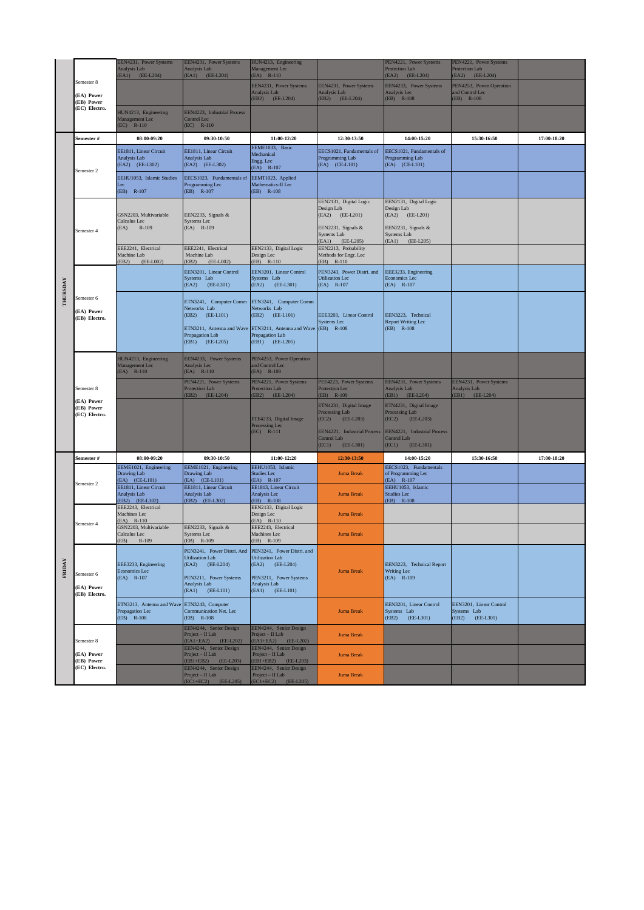|  |  | 08:00-09:20 | 09:30-10:50 | 11:00-12:20 | 12:30-13:50 | 14:00-15:20 | 15:30-16:50 | 17:00-18:20 |
|---|---|---|---|---|---|---|---|---|
|  | Semester 8 (EA) Power (EB) Power (EC) Electro. | EEN4231, Power Systems Analysis Lab (EA1) (EE-L204) | EEN4231, Power Systems Analysis Lab (EA1) (EE-L204) | HUN4213, Engineering Management Lec (EA) R-110 |  | PEN4221, Power Systems Protection Lab (EA2) (EE-L204) | PEN4221, Power Systems Protection Lab (EA2) (EE-L204) |  |
|  |  |  |  | EEN4231, Power Systems Analysis Lab (EB2) (EE-L204) | EEN4231, Power Systems Analysis Lab (EB2) (EE-L204) | EEN4233, Power Systems Analysis Lec (EB) R-108 | PEN4253, Power Operation and Control Lec (EB) R-108 |  |
|  |  | HUN4213, Engineering Management Lec (EC) R-110 | EEN4223, Industrial Process Control Lec (EC) R-110 |  |  |  |  |  |
| **THURSDAY** | **Semester #** | **08:00-09:20** | **09:30-10:50** | **11:00-12:20** | **12:30-13:50** | **14:00-15:20** | **15:30-16:50** | **17:00-18:20** |
|  | Semester 2 | EE1811, Linear Circuit Analysis Lab (EA2) (EE-L302) | EE1811, Linear Circuit Analysis Lab (EA2) (EE-L302) | EEME1033, Basic Mechanical Engg. Lec (EA) R-107 | EECS1021, Fundamentals of Programming Lab (EA) (CE-L101) | EECS1021, Fundamentals of Programming Lab (EA) (CE-L101) |  |  |
|  |  | EEHU1053, Islamic Studies Lec (EB) R-107 | EECS1023, Fundamentals of Programming Lec (EB) R-107 | EEMT1023, Applied Mathematics-II Lec (EB) R-108 |  |  |  |  |
|  | Semester 4 | GSN2203, Multivariable Calculus Lec (EA) R-109 | EEN2233, Signals & Systems Lec (EA) R-109 |  | EEN2131, Digital Logic Design Lab (EA2) (EE-L201) EEN2231, Signals & Systems Lab (EA1) (EE-L205) | EEN2131, Digital Logic Design Lab (EA2) (EE-L201) EEN2231, Signals & Systems Lab (EA1) (EE-L205) |  |  |
|  |  | EEE2241, Electrical Machine Lab (EB2) (EE-L002) | EEE2241, Electrical Machine Lab (EB2) (EE-L002) | EEN2133, Digital Logic Design Lec (EB) R-110 | EEN2213, Probability Methods for Engr. Lec (EB) R-110 |  |  |  |
|  | Semester 6 (EA) Power (EB) Electro. |  | EEN3201, Linear Control Systems Lab (EA2) (EE-L301) | EEN3201, Linear Control Systems Lab (EA2) (EE-L301) | PEN3243, Power Distri. and Utilization Lec (EA) R-107 | EEE3233, Engineering Economics Lec (EA) R-107 |  |  |
|  |  |  | ETN3241, Computer Comm Networks Lab (EB2) (EE-L101) ETN3211, Antenna and Wave Propagation Lab (EB1) (EE-L205) | ETN3241, Computer Comm Networks Lab (EB2) (EE-L101) ETN3211, Antenna and Wave Propagation Lab (EB1) (EE-L205) | EEE3203, Linear Control Systems Lec (EB) R-108 | EEN3223, Technical Report Writing Lec (EB) R-108 |  |  |
|  | Semester 8 (EA) Power (EB) Power (EC) Electro. | HUN4213, Engineering Management Lec (EA) R-110 | EEN4233, Power Systems Analysis Lec (EA) R-110 | PEN4253, Power Operation and Control Lec (EA) R-109 |  |  |  |  |
|  |  |  | PEN4221, Power Systems Protection Lab (EB2) (EE-L204) | PEN4221, Power Systems Protection Lab (EB2) (EE-L204) | PEE4223, Power Systems Protection Lec (EB) R-109 | EEN4231, Power Systems Analysis Lab (EB1) (EE-L204) | EEN4231, Power Systems Analysis Lab (EB1) (EE-L204) |  |
|  |  |  |  | ETE4233, Digital Image Processing Lec (EC) R-111 | ETN4231, Digital Image Processing Lab (EC2) (EE-L203) EEN4221, Industrial Process Control Lab (EC1) (EE-L301) | ETN4231, Digital Image Processing Lab (EC2) (EE-L203) EEN4221, Industrial Process Control Lab (EC1) (EE-L301) |  |  |
| **FRIDAY** | **Semester #** | **08:00-09:20** | **09:30-10:50** | **11:00-12:20** | **12:30-13:50** | **14:00-15:20** | **15:30-16:50** | **17:00-18:20** |
|  | Semester 2 | EEME1021, Engineering Drawing Lab (EA) (CE-L101) | EEME1021, Engineering Drawing Lab (EA) (CE-L101) | EEHU1053, Islamic Studies Lec (EA) R-107 | Juma Break | EECS1023, Fundamentals of Programming Lec (EA) R-107 |  |  |
|  |  | EE1811, Linear Circuit Analysis Lab (EB2) (EE-L302) | EE1811, Linear Circuit Analysis Lab (EB2) (EE-L302) | EE1813, Linear Circuit Analysis Lec (EB) R-108 | Juma Break | EEHU1053, Islamic Studies Lec (EB) R-108 |  |  |
|  | Semester 4 | EEE2243, Electrical Machines Lec (EA) R-110 |  | EEN2133, Digital Logic Design Lec (EA) R-110 | Juma Break |  |  |  |
|  |  | GSN2203, Multivariable Calculus Lec (EB) R-109 | EEN2233, Signals & Systems Lec (EB) R-109 | EEE2243, Electrical Machines Lec (EB) R-109 | Juma Break |  |  |  |
|  | Semester 6 (EA) Power (EB) Electro. | EEE3233, Engineering Economics Lec (EA) R-107 | PEN3241, Power Distri. And Utilization Lab (EA2) (EE-L204) PEN3211, Power Systems Analysis Lab (EA1) (EE-L101) | PEN3241, Power Distri. and Utilization Lab (EA2) (EE-L204) PEN3211, Power Systems Analysis Lab (EA1) (EE-L101) | Juma Break | EEN3223, Technical Report Writing Lec (EA) R-109 |  |  |
|  |  | ETN3213, Antenna and Wave Propagation Lec (EB) R-108 | ETN3243, Computer Communication Net. Lec (EB) R-108 |  | Juma Break | EEN3201, Linear Control Systems Lab (EB2) (EE-L301) | EEN3201, Linear Control Systems Lab (EB2) (EE-L301) |  |
|  | Semester 8 (EA) Power (EB) Power (EC) Electro. |  | EEN4244, Senior Design Project – II Lab (EA1+EA2) (EE-L202) | EEN4244, Senior Design Project – II Lab (EA1+EA2) (EE-L202) | Juma Break |  |  |  |
|  |  |  | EEN4244, Senior Design Project – II Lab (EB1+EB2) (EE-L203) | EEN4244, Senior Design Project – II Lab (EB1+EB2) (EE-L203) | Juma Break |  |  |  |
|  |  |  | EEN4244, Senior Design Project – II Lab (EC1+EC2) (EE-L205) | EEN4244, Senior Design Project – II Lab (EC1+EC2) (EE-L205) | Juma Break |  |  |  |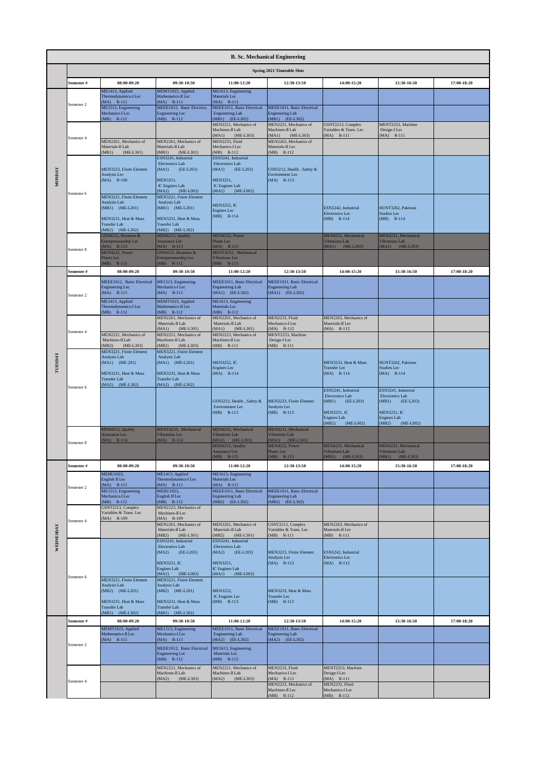# B. Sc. Mechanical Engineering

## Spring 2021 Timetable Slots

| Day | Semester # | 08:00-09:20 | 09:30-10:50 | 11:00-12:20 | 12:30-13:50 | 14:00-15:20 | 15:30-16:50 | 17:00-18:20 |
|---|---|---|---|---|---|---|---|---|
| MONDAY | Semester 2 | ME1413, Applied Thermodynamics-I Lec (MA) R-111 | MEMT1023, Applied Mathematics-II Lec (MA) R-111 | ME1613, Engineering Materials Lec (MA) R-111 | | | | |
| | | ME1513, Engineering Mechanics-I Lec (MB) R-112 | MEEE1012, Basic Electrica Engineering Lec (MB) R-112 | MEEE1011, Basic Electrical Engineering Lab (MB1) (EE-L302) | MEEE1011, Basic Electrical Engineering Lab (MB1) (EE-L302) | | | |
| | Semester 4 | | | MEN2221, Mechanics of Machines-II Lab (MA1) (ME-L303) | MEN2221, Mechanics of Machines-II Lab (MA1) (ME-L303) | GSNT2213, Complex Variables & Trans. Lec (MA) R-111 | MENT2253, Machine Design-I Lec (MA) R-111 | |
| | | MEN2261, Mechanics of Materials-II Lab (MB1) (ME-L301) | MEN2261, Mechanics of Materials-II Lab (MB1) (ME-L301) | MEN2233, Fluid Mechanics-I Lec (MB) R-112 | MEN2263, Mechanics of Materials-II Lec (MB) R-112 | | | |
| | Semester 6 | MEN3223, Finite Element Analysis Lec (MA) R-108 | ESN3241, Industrial Electronics Lab (MA1) (EE-L203) MEN3251, IC Engines Lab (MA2) (ME-L002) | ESN3241, Industrial Electronics Lab (MA1) (EE-L203) MEN3251, IC Engines Lab (MA2) (ME-L002) | GSN3212, Health , Safety & Environment Lec (MA) R-113 | | | |
| | | MEN3221, Finite Element Analysis Lab (MB1) (ME-L201) MEN3231, Heat & Mass Transfer Lab (MB2) (ME-L302) | MEN3221, Finite Element Analysis Lab (MB1) (ME-L201) MEN3231, Heat & Mass Transfer Lab (MB2) (ME-L302) | MEN3252, IC Engines Lec (MB) R-114 | | ESN3242, Industrial Electronics Lec (MB) R-114 | HUNT3262, Pakistan Studies Lec (MB) R-114 | |
| | Semester 8 | GSN4252, Business & Entrepreneurship Lec (MA) R-113 | MSN4213, Quality Assurance Lec (MA) R-113 | MEN4222, Power Plants Lec (MA) R-113 | | MEN4231, Mechanical Vibrations Lab (MA1) (ME-L303) | MEN4231, Mechanical Vibrations Lab (MA1) (ME-L303) | |
| | | MEN4222, Power Plants Lec (MB) R-115 | GSN4252, Business & Entrepreneurship Lec (MB) R-115 | MENT4233, Mechanical Vibrations Lec (MB) R-115 | | | | |
| TUESDAY | Semester 2 | MEEE1012, Basic Electrical Engineering Lec (MA) R-111 | ME1513, Engineering Mechanics-I Lec (MA) R-111 | MEEE1011, Basic Electrical Engineering Lab (MA1) (EE-L302) | MEEE1011, Basic Electrical Engineering Lab (MA1) (EE-L302) | | | |
| | | ME1413, Applied Thermodynamics-I Lec (MB) R-112 | MEMT1023, Applied Mathematics-II Lec (MB) R-112 | ME1613, Engineering Materials Lec (MB) R-112 | | | | |
| | Semester 4 | | MEN2261, Mechanics of Materials-II Lab (MA1) (ME-L301) | MEN2261, Mechanics of Materials-II Lab (MA1) (ME-L301) | MEN2233, Fluid Mechanics-I Lec (MA) R-112 | MEN2263, Mechanics of Materials-II Lec (MA) R-112 | | |
| | | MEN2221, Mechanics of Machines-II Lab (MB2) (ME-L303) | MEN2221, Mechanics of Machines-II Lab (MB2) (ME-L303) | MEN2223, Mechanics of Machines-II Lec (MB) R-111 | MENT2253, Machine Design-I Lec (MB) R-111 | | | |
| | Semester 6 | MEN3221, Finite Element Analysis Lab (MA1) (ME-201) MEN3231, Heat & Mass Transfer Lab (MA2) (ME-L302) | MEN3221, Finite Element Analysis Lab (MA1) (ME-L201) MEN3231, Heat & Mass Transfer Lab (MA2) (ME-L302) | MEN3252, IC Engines Lec (MA) R-114 | | MEN3233, Heat & Mass Transfer Lec (MA) R-114 | HUNT3262, Pakistan Studies Lec (MA) R-114 | |
| | | | | GSN3212, Health , Safety & Environment Lec (MB) R-113 | MEN3223, Finite Element Analysis Lec (MB) R-113 | ESN3241, Industrial Electronics Lab (MB1) (EE-L203) MEN3251, IC Engines Lab (MB2) (ME-L002) | ESN3241, Industrial Electronics Lab (MB1) (EE-L203) MEN3251, IC Engines Lab (MB2) (ME-L002) | |
| | Semester 8 | MSN4213, Quality Assurance Lec (MA) R-114 | MENT4233, Mechanical Vibrations Lec (MA) R-114 | MEN4231, Mechanical Vibrations Lab (MA2) (ME-L303) | MEN4231, Mechanical Vibrations Lab (MA2) (ME-L303) | | | |
| | | | | MSN4213, Quality Assurance Lec (MB) R-115 | MEN4222, Power Plants Lec (MB) R-115 | MEN4231, Mechanical Vibrations Lab (MB1) (ME-L303) | MEN4231, Mechanical Vibrations Lab (MB1) (ME-L303) | |
| WEDNESDAY | Semester 2 | MEHU1023, English II Lec (MA) R-111 | ME1413, Applied Thermodynamics-I Lec (MA) R-111 | ME1613, Engineering Materials Lec (MA) R-111 | | | | |
| | | ME1513, Engineering Mechanics-I Lec (MB) R-112 | MEHU1023, English II Lec (MB) R-112 | MEEE1011, Basic Electrical Engineering Lab (MB2) (EE-L302) | MEEE1011, Basic Electrical Engineering Lab (MB2) (EE-L302) | | | |
| | Semester 4 | GSNT2213, Complex Variables & Trans. Lec (MA) R-109 | MEN2223, Mechanics of Machines-II Lec (MA) R-109 | | | | | |
| | | | MEN2261, Mechanics of Materials-II Lab (MB2) (ME-L301) | MEN2261, Mechanics of Materials-II Lab (MB2) (ME-L301) | GSNT2213, Complex Variables & Trans. Lec (MB) R-111 | MEN2263, Mechanics of Materials-II Lec (MB) R-111 | | |
| | Semester 6 | | ESN3241, Industrial Electronics Lab (MA2) (EE-L203) MEN3251, IC Engines Lab (MA1) (ME-L002) | ESN3241, Industrial Electronics Lab (MA2) (EE-L203) MEN3251, IC Engines Lab (MA1) (ME-L002) | MEN3223, Finite Element Analysis Lec (MA) R-112 | ESN3242, Industrial Electronics Lec (MA) R-112 | | |
| | | MEN3221, Finite Element Analysis Lab (MB2) (ME-L201) MEN3231, Heat & Mass Transfer Lab (MB1) (ME-L302) | MEN3221, Finite Element Analysis Lab (MB2) (ME-L201) MEN3231, Heat & Mass Transfer Lab (MB1) (ME-L302) | MEN3252, IC Engines Lec (MB) R-113 | MEN3233, Heat & Mass Transfer Lec (MB) R-113 | | | |
| THURSDAY | Semester 2 | MEMT1023, Applied Mathematics-II Lec (MA) R-111 | ME1513, Engineering Mechanics-I Lec (MA) R-111 | MEEE1011, Basic Electrical Engineering Lab (MA2) (EE-L302) | MEEE1011, Basic Electrical Engineering Lab (MA2) (EE-L302) | | | |
| | | | MEEE1012, Basic Electrical Engineering Lec (MB) R-112 | ME1613, Engineering Materials Lec (MB) R-112 | | | | |
| | Semester 4 | | MEN2221, Mechanics of Machines-II Lab (MA2) (ME-L303) | MEN2221, Mechanics of Machines-II Lab (MA2) (ME-L303) | MEN2233, Fluid Mechanics-I Lec (MA) R-111 | MENT2253, Machine Design-I Lec (MA) R-111 | | |
| | | | | | MEN2223, Mechanics of Machines-II Lec (MB) R-112 | MEN2233, Fluid Mechanics-I Lec (MB) R-112 | | |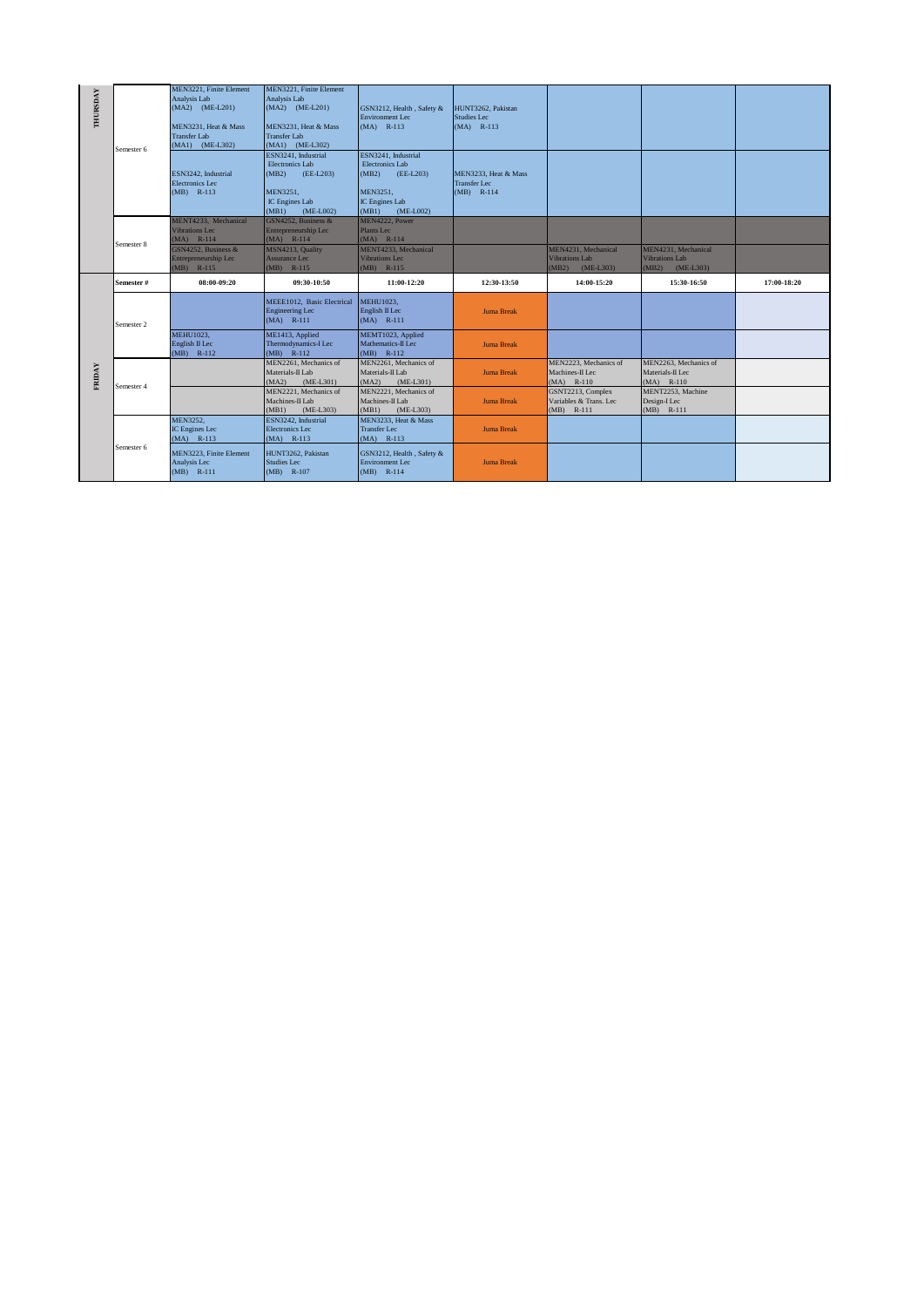| Day | Semester # | 08:00-09:20 | 09:30-10:50 | 11:00-12:20 | 12:30-13:50 | 14:00-15:20 | 15:30-16:50 | 17:00-18:20 |
|---|---|---|---|---|---|---|---|---|
| THURSDAY | Semester 6 | MEN3221, Finite Element Analysis Lab (MA2) (ME-L201) MEN3231, Heat & Mass Transfer Lab (MA1) (ME-L302) | MEN3221, Finite Element Analysis Lab (MA2) (ME-L201) MEN3231, Heat & Mass Transfer Lab (MA1) (ME-L302) | GSN3212, Health , Safety & Environment Lec (MA) R-113 | HUNT3262, Pakistan Studies Lec (MA) R-113 | | | |
| | | ESN3242, Industrial Electronics Lec (MB) R-113 | ESN3241, Industrial Electronics Lab (MB2) (EE-L203) MEN3251, IC Engines Lab (MB1) (ME-L002) | ESN3241, Industrial Electronics Lab (MB2) (EE-L203) MEN3251, IC Engines Lab (MB1) (ME-L002) | MEN3233, Heat & Mass Transfer Lec (MB) R-114 | | | |
| | Semester 8 | MENT4233, Mechanical Vibrations Lec (MA) R-114 | GSN4252, Business & Entrepreneurship Lec (MA) R-114 | MEN4222, Power Plants Lec (MA) R-114 | | | | |
| | | GSN4252, Business & Entrepreneurship Lec (MB) R-115 | MSN4213, Quality Assurance Lec (MB) R-115 | MENT4233, Mechanical Vibrations Lec (MB) R-115 | | MEN4231, Mechanical Vibrations Lab (MB2) (ME-L303) | MEN4231, Mechanical Vibrations Lab (MB2) (ME-L303) | |
| FRIDAY | Semester # | 08:00-09:20 | 09:30-10:50 | 11:00-12:20 | 12:30-13:50 | 14:00-15:20 | 15:30-16:50 | 17:00-18:20 |
| | Semester 2 | | MEEE1012, Basic Electrical Engineering Lec (MA) R-111 | MEHU1023, English II Lec (MA) R-111 | Juma Break | | | |
| | | MEHU1023, English II Lec (MB) R-112 | ME1413, Applied Thermodynamics-I Lec (MB) R-112 | MEMT1023, Applied Mathematics-II Lec (MB) R-112 | Juma Break | | | |
| | Semester 4 | | MEN2261, Mechanics of Materials-II Lab (MA2) (ME-L301) | MEN2261, Mechanics of Materials-II Lab (MA2) (ME-L301) | Juma Break | MEN2223, Mechanics of Machines-II Lec (MA) R-110 | MEN2263, Mechanics of Materials-II Lec (MA) R-110 | |
| | | | MEN2221, Mechanics of Machines-II Lab (MB1) (ME-L303) | MEN2221, Mechanics of Machines-II Lab (MB1) (ME-L303) | Juma Break | GSNT2213, Complex Variables & Trans. Lec (MB) R-111 | MENT2253, Machine Design-I Lec (MB) R-111 | |
| | Semester 6 | MEN3252, IC Engines Lec (MA) R-113 | ESN3242, Industrial Electronics Lec (MA) R-113 | MEN3233, Heat & Mass Transfer Lec (MA) R-113 | Juma Break | | | |
| | | MEN3223, Finite Element Analysis Lec (MB) R-111 | HUNT3262, Pakistan Studies Lec (MB) R-107 | GSN3212, Health , Safety & Environment Lec (MB) R-114 | Juma Break | | | |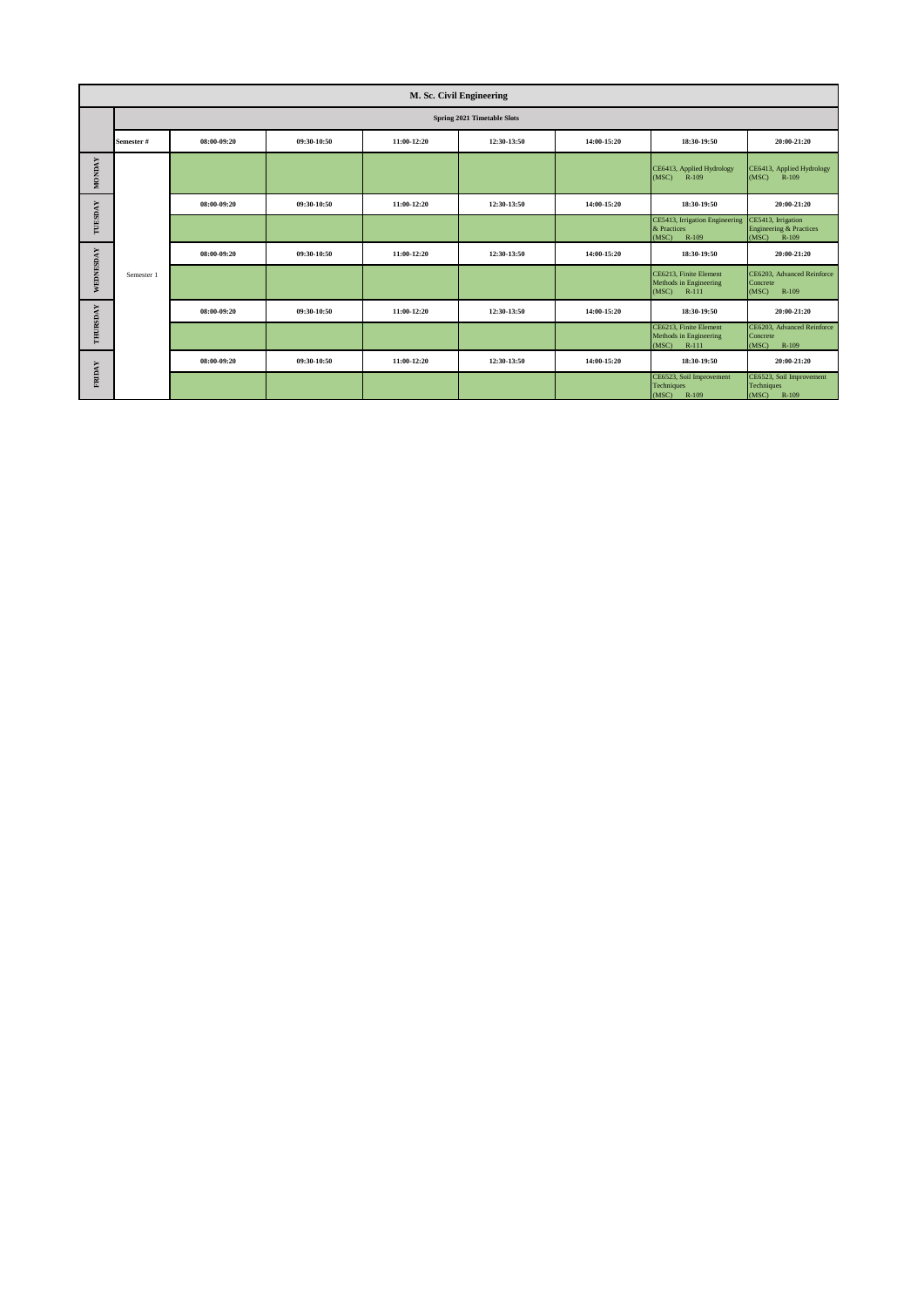# M. Sc. Civil Engineering

## Spring 2021 Timetable Slots

| | Semester # | 08:00-09:20 | 09:30-10:50 | 11:00-12:20 | 12:30-13:50 | 14:00-15:20 | 18:30-19:50 | 20:00-21:20 |
|---|---|---|---|---|---|---|---|---|
| MONDAY | Semester 1 | | | | | | CE6413, Applied Hydrology (MSC) R-109 | CE6413, Applied Hydrology (MSC) R-109 |
| TUESDAY | | 08:00-09:20 | 09:30-10:50 | 11:00-12:20 | 12:30-13:50 | 14:00-15:20 | 18:30-19:50 | 20:00-21:20 |
| | | | | | | | CE5413, Irrigation Engineering & Practices (MSC) R-109 | CE5413, Irrigation Engineering & Practices (MSC) R-109 |
| WEDNESDAY | | 08:00-09:20 | 09:30-10:50 | 11:00-12:20 | 12:30-13:50 | 14:00-15:20 | 18:30-19:50 | 20:00-21:20 |
| | | | | | | | CE6213, Finite Element Methods in Engineering (MSC) R-111 | CE6203, Advanced Reinforce Concrete (MSC) R-109 |
| THURSDAY | | 08:00-09:20 | 09:30-10:50 | 11:00-12:20 | 12:30-13:50 | 14:00-15:20 | 18:30-19:50 | 20:00-21:20 |
| | | | | | | | CE6213, Finite Element Methods in Engineering (MSC) R-111 | CE6203, Advanced Reinforce Concrete (MSC) R-109 |
| FRIDAY | | 08:00-09:20 | 09:30-10:50 | 11:00-12:20 | 12:30-13:50 | 14:00-15:20 | 18:30-19:50 | 20:00-21:20 |
| | | | | | | | CE6523, Soil Improvement Techniques (MSC) R-109 | CE6523, Soil Improvement Techniques (MSC) R-109 |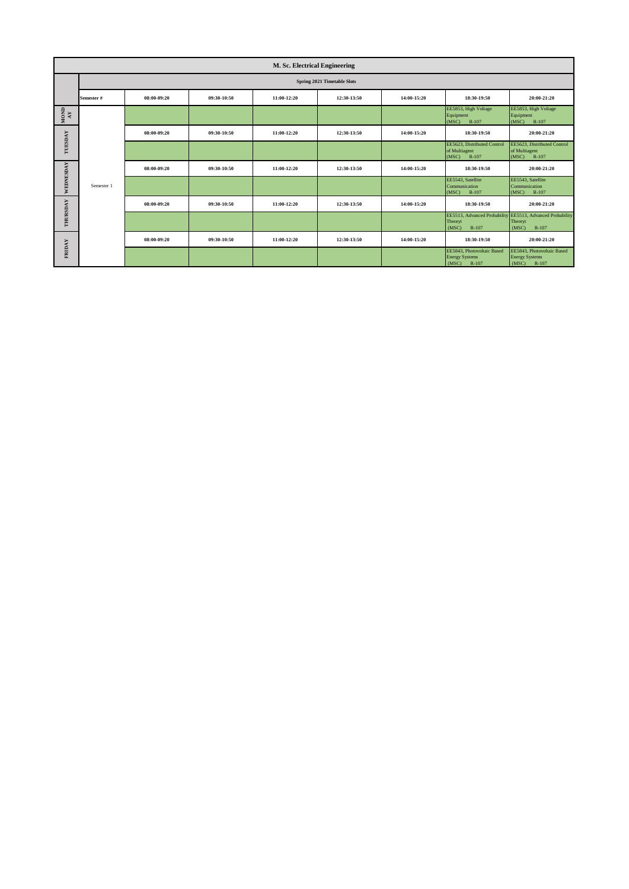# M. Sc. Electrical Engineering

## Spring 2021 Timetable Slots

| | Semester # | 08:00-09:20 | 09:30-10:50 | 11:00-12:20 | 12:30-13:50 | 14:00-15:20 | 18:30-19:50 | 20:00-21:20 |
|---|---|---|---|---|---|---|---|---|
| MONDAY | Semester 1 | | | | | | EE5853, High Voltage Equipment (MSC) R-107 | EE5853, High Voltage Equipment (MSC) R-107 |
| TUESDAY | | 08:00-09:20 | 09:30-10:50 | 11:00-12:20 | 12:30-13:50 | 14:00-15:20 | 18:30-19:50 | 20:00-21:20 |
| | | | | | | | EE5623, Distributed Control of Multiagent (MSC) R-107 | EE5623, Distributed Control of Multiagent (MSC) R-107 |
| WEDNESDAY | | 08:00-09:20 | 09:30-10:50 | 11:00-12:20 | 12:30-13:50 | 14:00-15:20 | 18:30-19:50 | 20:00-21:20 |
| | | | | | | | EE5543, Satellite Communication (MSC) R-107 | EE5543, Satellite Communication (MSC) R-107 |
| THURSDAY | | 08:00-09:20 | 09:30-10:50 | 11:00-12:20 | 12:30-13:50 | 14:00-15:20 | 18:30-19:50 | 20:00-21:20 |
| | | | | | | | EE5513, Advanced Probability Theoryt (MSC) R-107 | EE5513, Advanced Probability Theoryt (MSC) R-107 |
| FRIDAY | | 08:00-09:20 | 09:30-10:50 | 11:00-12:20 | 12:30-13:50 | 14:00-15:20 | 18:30-19:50 | 20:00-21:20 |
| | | | | | | | EE5843, Photovoltaic Based Energy Systems (MSC) R-107 | EE5843, Photovoltaic Based Energy Systems (MSC) R-107 |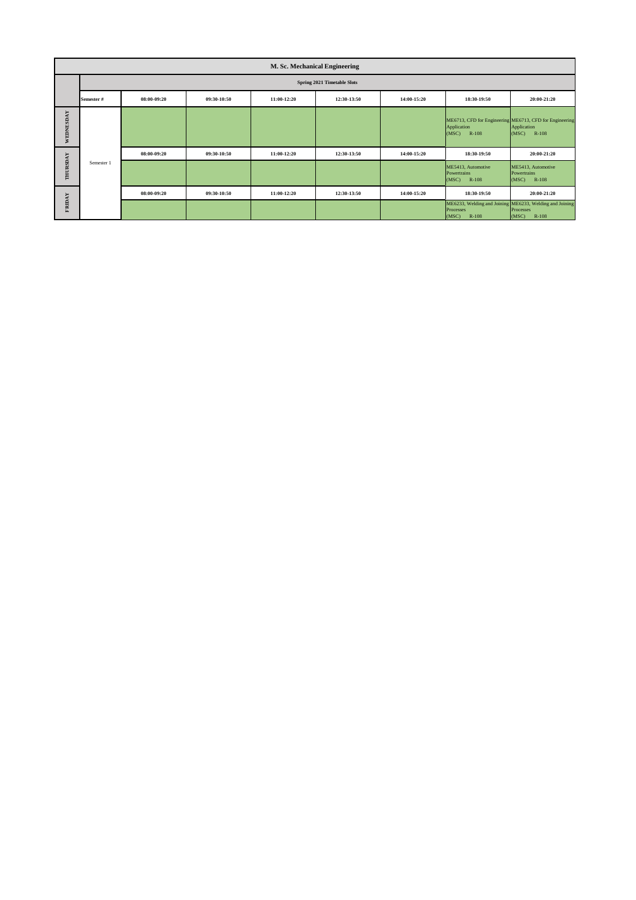| M. Sc. Mechanical Engineering | | | | | | | | |
|---|---|---|---|---|---|---|---|---|
| | Spring 2021 Timetable Slots | | | | | | | |
| | Semester # | 08:00-09:20 | 09:30-10:50 | 11:00-12:20 | 12:30-13:50 | 14:00-15:20 | 18:30-19:50 | 20:00-21:20 |
| WEDNESDAY | Semester 1 | | | | | | ME6713, CFD for Engineering Application (MSC) R-108 | ME6713, CFD for Engineering Application (MSC) R-108 |
| THURSDAY | | 08:00-09:20 | 09:30-10:50 | 11:00-12:20 | 12:30-13:50 | 14:00-15:20 | 18:30-19:50 | 20:00-21:20 |
| | | | | | | | ME5413, Automotive Powertrains (MSC) R-108 | ME5413, Automotive Powertrains (MSC) R-108 |
| FRIDAY | | 08:00-09:20 | 09:30-10:50 | 11:00-12:20 | 12:30-13:50 | 14:00-15:20 | 18:30-19:50 | 20:00-21:20 |
| | | | | | | | ME6233, Welding and Joining Processes (MSC) R-108 | ME6233, Welding and Joining Processes (MSC) R-108 |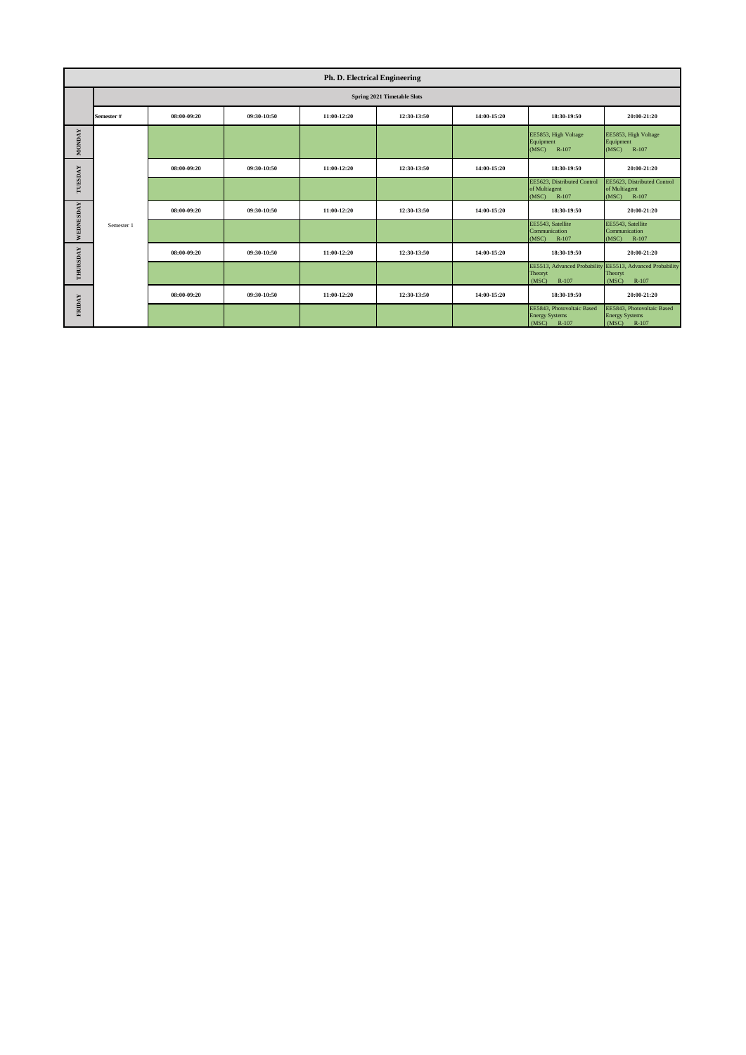| Ph. D. Electrical Engineering | | | | | | | | |
|---|---|---|---|---|---|---|---|---|
| | Spring 2021 Timetable Slots | | | | | | | |
| | Semester # | 08:00-09:20 | 09:30-10:50 | 11:00-12:20 | 12:30-13:50 | 14:00-15:20 | 18:30-19:50 | 20:00-21:20 |
| MONDAY | Semester 1 | | | | | | EE5853, High Voltage Equipment (MSC) R-107 | EE5853, High Voltage Equipment (MSC) R-107 |
| TUESDAY | | 08:00-09:20 | 09:30-10:50 | 11:00-12:20 | 12:30-13:50 | 14:00-15:20 | 18:30-19:50 | 20:00-21:20 |
| | | | | | | | EE5623, Distributed Control of Multiagent (MSC) R-107 | EE5623, Distributed Control of Multiagent (MSC) R-107 |
| WEDNESDAY | | 08:00-09:20 | 09:30-10:50 | 11:00-12:20 | 12:30-13:50 | 14:00-15:20 | 18:30-19:50 | 20:00-21:20 |
| | | | | | | | EE5543, Satellite Communication (MSC) R-107 | EE5543, Satellite Communication (MSC) R-107 |
| THURSDAY | | 08:00-09:20 | 09:30-10:50 | 11:00-12:20 | 12:30-13:50 | 14:00-15:20 | 18:30-19:50 | 20:00-21:20 |
| | | | | | | | EE5513, Advanced Probability Theoryt (MSC) R-107 | EE5513, Advanced Probability Theoryt (MSC) R-107 |
| FRIDAY | | 08:00-09:20 | 09:30-10:50 | 11:00-12:20 | 12:30-13:50 | 14:00-15:20 | 18:30-19:50 | 20:00-21:20 |
| | | | | | | | EE5843, Photovoltaic Based Energy Systems (MSC) R-107 | EE5843, Photovoltaic Based Energy Systems (MSC) R-107 |